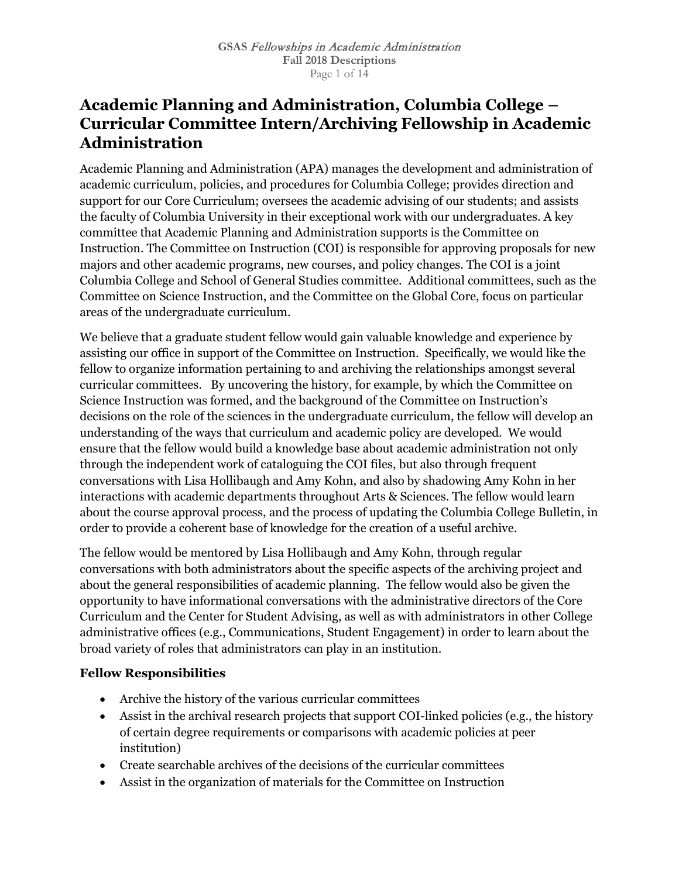# Academic Planning and Administration, Columbia College – Curricular Committee Intern/Archiving Fellowship in Academic Administration

Academic Planning and Administration (APA) manages the development and administration of academic curriculum, policies, and procedures for Columbia College; provides direction and support for our Core Curriculum; oversees the academic advising of our students; and assists the faculty of Columbia University in their exceptional work with our undergraduates. A key committee that Academic Planning and Administration supports is the Committee on Instruction. The Committee on Instruction (COI) is responsible for approving proposals for new majors and other academic programs, new courses, and policy changes. The COI is a joint Columbia College and School of General Studies committee. Additional committees, such as the Committee on Science Instruction, and the Committee on the Global Core, focus on particular areas of the undergraduate curriculum.

We believe that a graduate student fellow would gain valuable knowledge and experience by assisting our office in support of the Committee on Instruction. Specifically, we would like the fellow to organize information pertaining to and archiving the relationships amongst several curricular committees. By uncovering the history, for example, by which the Committee on Science Instruction was formed, and the background of the Committee on Instruction's decisions on the role of the sciences in the undergraduate curriculum, the fellow will develop an understanding of the ways that curriculum and academic policy are developed. We would ensure that the fellow would build a knowledge base about academic administration not only through the independent work of cataloguing the COI files, but also through frequent conversations with Lisa Hollibaugh and Amy Kohn, and also by shadowing Amy Kohn in her interactions with academic departments throughout Arts & Sciences. The fellow would learn about the course approval process, and the process of updating the Columbia College Bulletin, in order to provide a coherent base of knowledge for the creation of a useful archive.

The fellow would be mentored by Lisa Hollibaugh and Amy Kohn, through regular conversations with both administrators about the specific aspects of the archiving project and about the general responsibilities of academic planning. The fellow would also be given the opportunity to have informational conversations with the administrative directors of the Core Curriculum and the Center for Student Advising, as well as with administrators in other College administrative offices (e.g., Communications, Student Engagement) in order to learn about the broad variety of roles that administrators can play in an institution.

### Fellow Responsibilities

- Archive the history of the various curricular committees
- Assist in the archival research projects that support COI-linked policies (e.g., the history of certain degree requirements or comparisons with academic policies at peer institution)
- Create searchable archives of the decisions of the curricular committees
- Assist in the organization of materials for the Committee on Instruction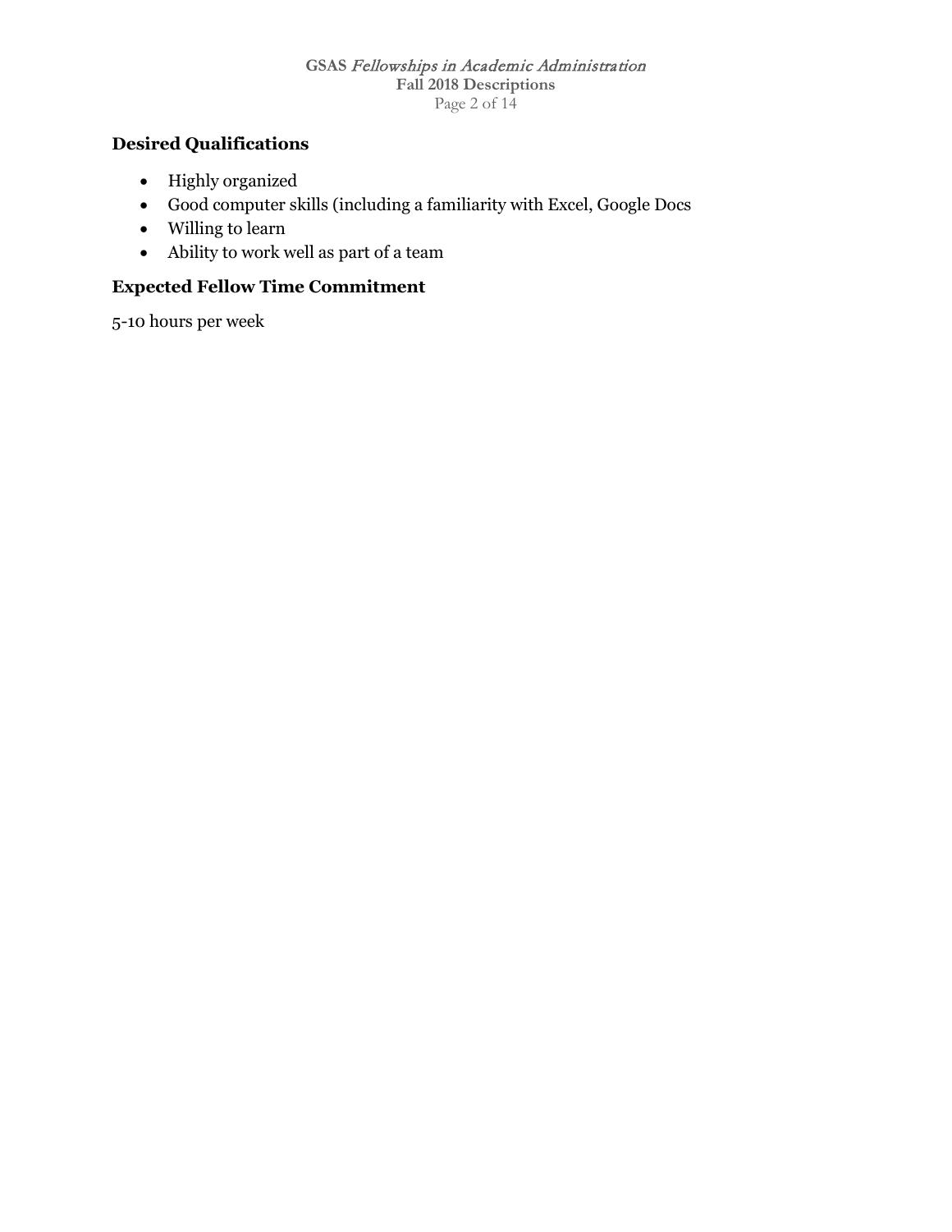## Desired Qualifications

- Highly organized
- Good computer skills (including a familiarity with Excel, Google Docs
- Willing to learn
- Ability to work well as part of a team

## Expected Fellow Time Commitment

5-10 hours per week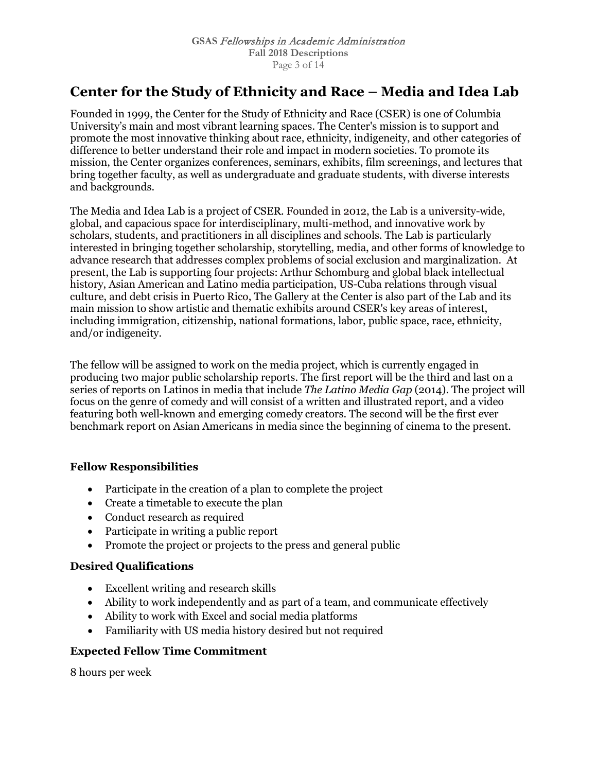## Center for the Study of Ethnicity and Race – Media and Idea Lab

Founded in 1999, the Center for the Study of Ethnicity and Race (CSER) is one of Columbia University's main and most vibrant learning spaces. The Center's mission is to support and promote the most innovative thinking about race, ethnicity, indigeneity, and other categories of difference to better understand their role and impact in modern societies. To promote its mission, the Center organizes conferences, seminars, exhibits, film screenings, and lectures that bring together faculty, as well as undergraduate and graduate students, with diverse interests and backgrounds.

The Media and Idea Lab is a project of CSER. Founded in 2012, the Lab is a university-wide, global, and capacious space for interdisciplinary, multi-method, and innovative work by scholars, students, and practitioners in all disciplines and schools. The Lab is particularly interested in bringing together scholarship, storytelling, media, and other forms of knowledge to advance research that addresses complex problems of social exclusion and marginalization. At present, the Lab is supporting four projects: Arthur Schomburg and global black intellectual history, Asian American and Latino media participation, US-Cuba relations through visual culture, and debt crisis in Puerto Rico, The Gallery at the Center is also part of the Lab and its main mission to show artistic and thematic exhibits around CSER's key areas of interest, including immigration, citizenship, national formations, labor, public space, race, ethnicity, and/or indigeneity.

The fellow will be assigned to work on the media project, which is currently engaged in producing two major public scholarship reports. The first report will be the third and last on a series of reports on Latinos in media that include *The Latino Media Gap* (2014). The project will focus on the genre of comedy and will consist of a written and illustrated report, and a video featuring both well-known and emerging comedy creators. The second will be the first ever benchmark report on Asian Americans in media since the beginning of cinema to the present.

### Fellow Responsibilities

- Participate in the creation of a plan to complete the project
- Create a timetable to execute the plan
- Conduct research as required
- Participate in writing a public report
- Promote the project or projects to the press and general public

### Desired Qualifications

- Excellent writing and research skills
- Ability to work independently and as part of a team, and communicate effectively
- Ability to work with Excel and social media platforms
- Familiarity with US media history desired but not required

### Expected Fellow Time Commitment

8 hours per week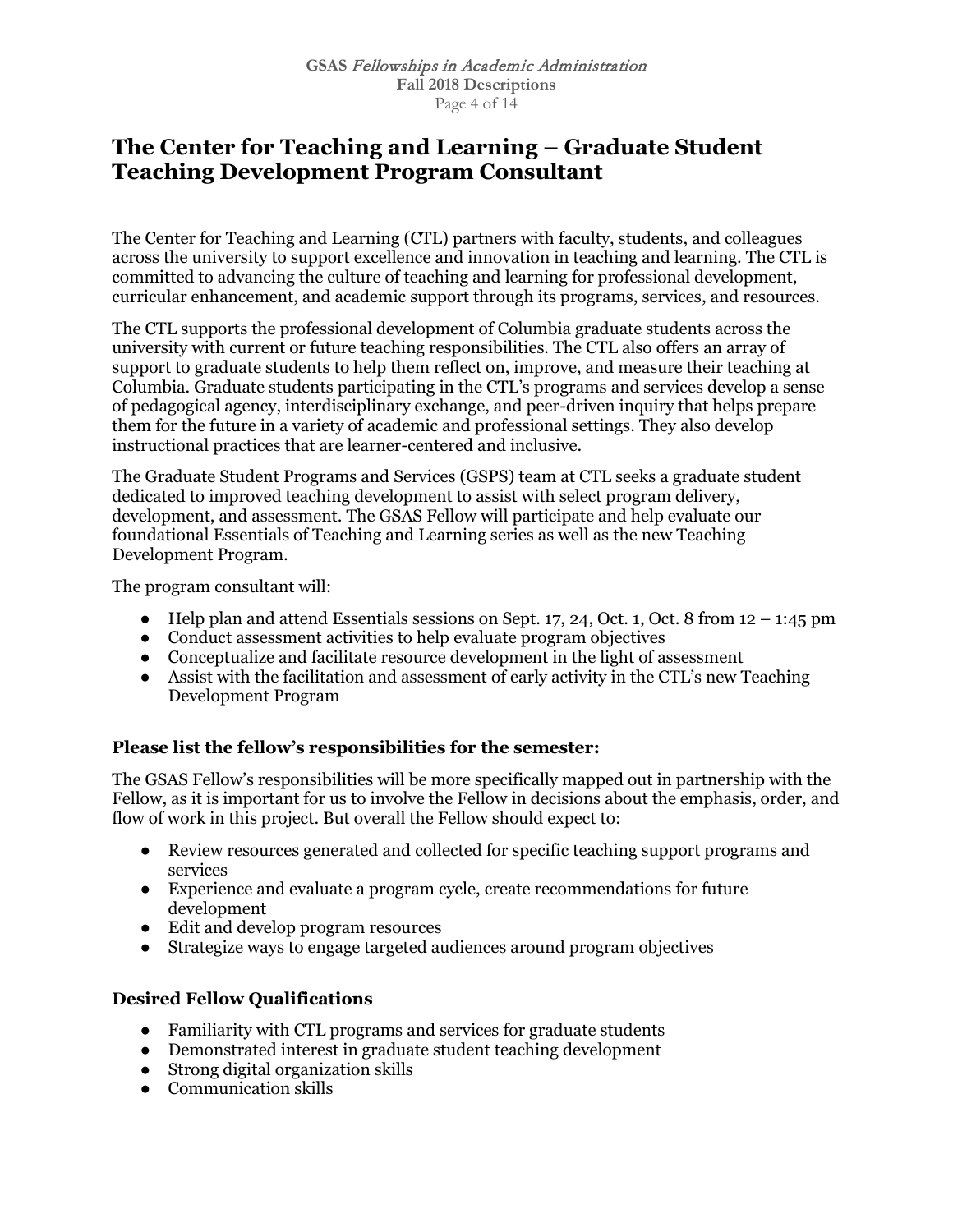## The Center for Teaching and Learning – Graduate Student Teaching Development Program Consultant

The Center for Teaching and Learning (CTL) partners with faculty, students, and colleagues across the university to support excellence and innovation in teaching and learning. The CTL is committed to advancing the culture of teaching and learning for professional development, curricular enhancement, and academic support through its programs, services, and resources.

The CTL supports the professional development of Columbia graduate students across the university with current or future teaching responsibilities. The CTL also offers an array of support to graduate students to help them reflect on, improve, and measure their teaching at Columbia. Graduate students participating in the CTL's programs and services develop a sense of pedagogical agency, interdisciplinary exchange, and peer-driven inquiry that helps prepare them for the future in a variety of academic and professional settings. They also develop instructional practices that are learner-centered and inclusive.

The Graduate Student Programs and Services (GSPS) team at CTL seeks a graduate student dedicated to improved teaching development to assist with select program delivery, development, and assessment. The GSAS Fellow will participate and help evaluate our foundational Essentials of Teaching and Learning series as well as the new Teaching Development Program.

The program consultant will:

- Help plan and attend Essentials sessions on Sept. 17, 24, Oct. 1, Oct. 8 from 12 – 1:45 pm
- Conduct assessment activities to help evaluate program objectives
- Conceptualize and facilitate resource development in the light of assessment
- Assist with the facilitation and assessment of early activity in the CTL's new Teaching Development Program

### Please list the fellow's responsibilities for the semester:

The GSAS Fellow's responsibilities will be more specifically mapped out in partnership with the Fellow, as it is important for us to involve the Fellow in decisions about the emphasis, order, and flow of work in this project. But overall the Fellow should expect to:

- Review resources generated and collected for specific teaching support programs and services
- Experience and evaluate a program cycle, create recommendations for future development
- Edit and develop program resources
- Strategize ways to engage targeted audiences around program objectives

### Desired Fellow Qualifications

- Familiarity with CTL programs and services for graduate students
- Demonstrated interest in graduate student teaching development
- Strong digital organization skills
- Communication skills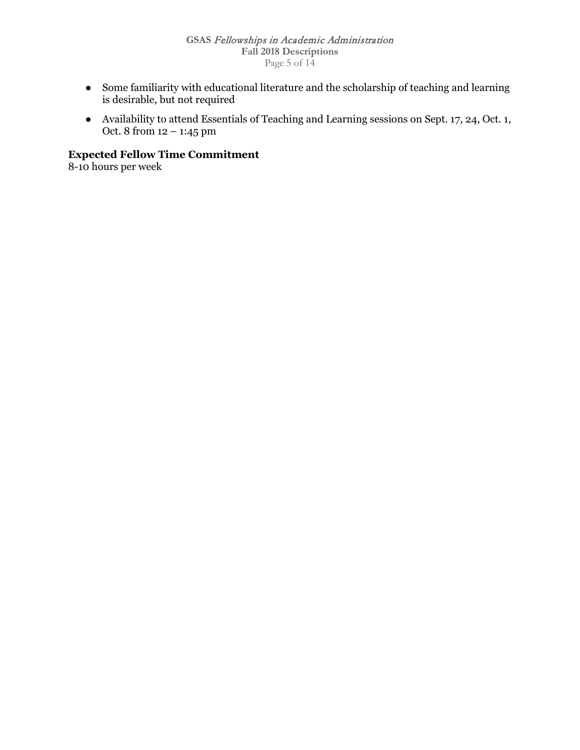- Some familiarity with educational literature and the scholarship of teaching and learning is desirable, but not required
- Availability to attend Essentials of Teaching and Learning sessions on Sept. 17, 24, Oct. 1, Oct. 8 from 12 – 1:45 pm

**Expected Fellow Time Commitment**

8-10 hours per week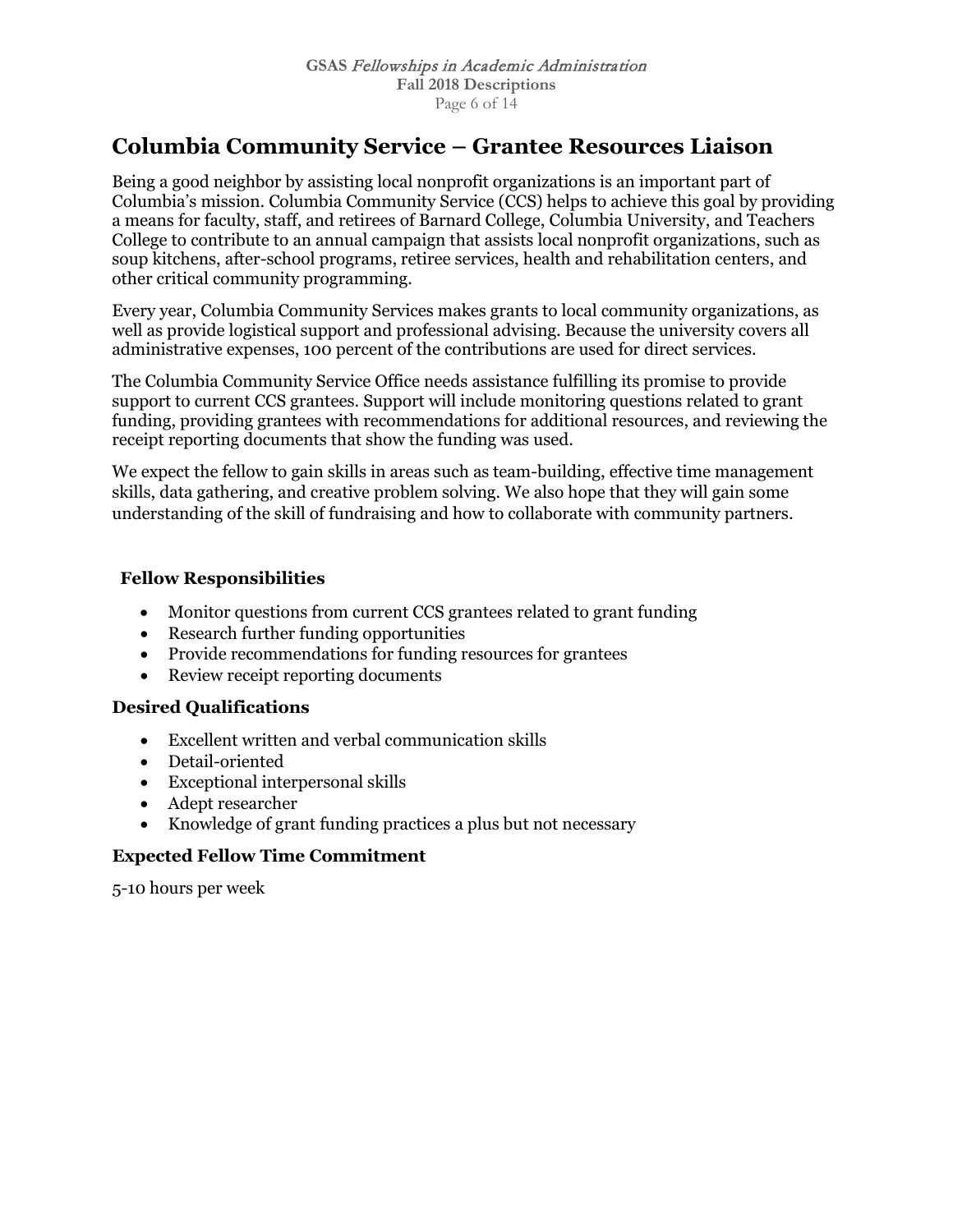# Columbia Community Service – Grantee Resources Liaison

Being a good neighbor by assisting local nonprofit organizations is an important part of Columbia's mission. Columbia Community Service (CCS) helps to achieve this goal by providing a means for faculty, staff, and retirees of Barnard College, Columbia University, and Teachers College to contribute to an annual campaign that assists local nonprofit organizations, such as soup kitchens, after-school programs, retiree services, health and rehabilitation centers, and other critical community programming.

Every year, Columbia Community Services makes grants to local community organizations, as well as provide logistical support and professional advising. Because the university covers all administrative expenses, 100 percent of the contributions are used for direct services.

The Columbia Community Service Office needs assistance fulfilling its promise to provide support to current CCS grantees. Support will include monitoring questions related to grant funding, providing grantees with recommendations for additional resources, and reviewing the receipt reporting documents that show the funding was used.

We expect the fellow to gain skills in areas such as team-building, effective time management skills, data gathering, and creative problem solving. We also hope that they will gain some understanding of the skill of fundraising and how to collaborate with community partners.

### Fellow Responsibilities

- Monitor questions from current CCS grantees related to grant funding
- Research further funding opportunities
- Provide recommendations for funding resources for grantees
- Review receipt reporting documents

### Desired Qualifications

- Excellent written and verbal communication skills
- Detail-oriented
- Exceptional interpersonal skills
- Adept researcher
- Knowledge of grant funding practices a plus but not necessary

### Expected Fellow Time Commitment

5-10 hours per week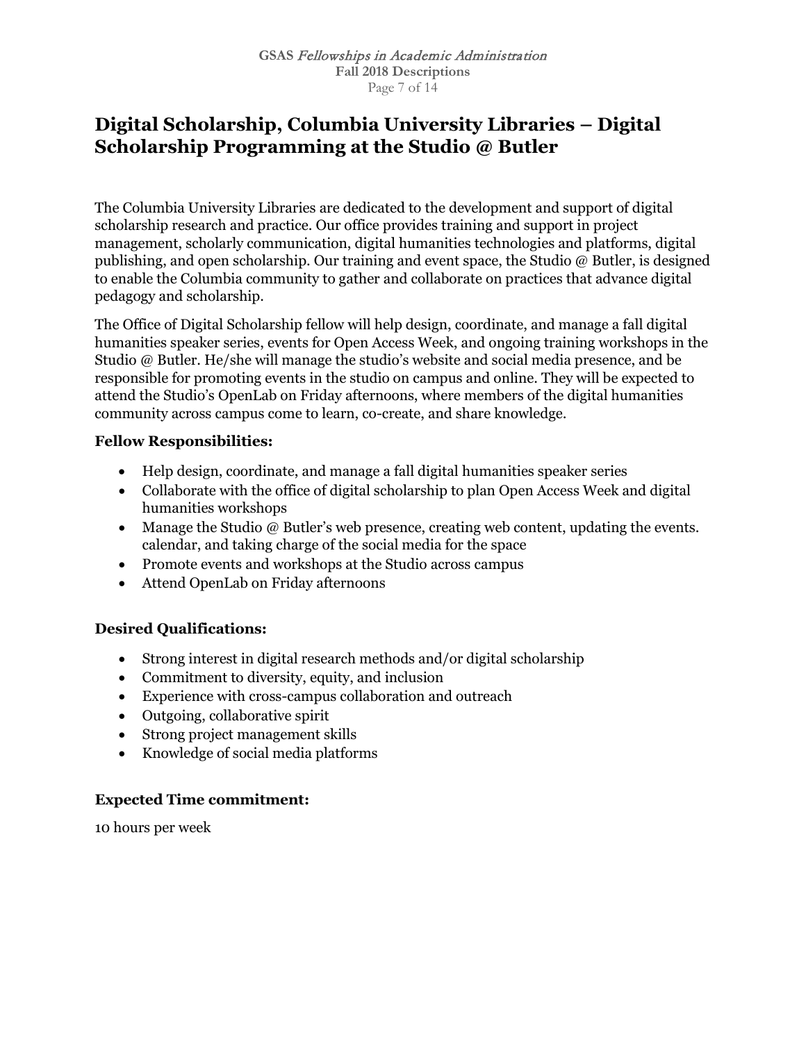# Digital Scholarship, Columbia University Libraries – Digital Scholarship Programming at the Studio @ Butler

The Columbia University Libraries are dedicated to the development and support of digital scholarship research and practice. Our office provides training and support in project management, scholarly communication, digital humanities technologies and platforms, digital publishing, and open scholarship. Our training and event space, the Studio @ Butler, is designed to enable the Columbia community to gather and collaborate on practices that advance digital pedagogy and scholarship.

The Office of Digital Scholarship fellow will help design, coordinate, and manage a fall digital humanities speaker series, events for Open Access Week, and ongoing training workshops in the Studio @ Butler. He/she will manage the studio's website and social media presence, and be responsible for promoting events in the studio on campus and online. They will be expected to attend the Studio's OpenLab on Friday afternoons, where members of the digital humanities community across campus come to learn, co-create, and share knowledge.

**Fellow Responsibilities:**

- Help design, coordinate, and manage a fall digital humanities speaker series
- Collaborate with the office of digital scholarship to plan Open Access Week and digital humanities workshops
- Manage the Studio @ Butler's web presence, creating web content, updating the events. calendar, and taking charge of the social media for the space
- Promote events and workshops at the Studio across campus
- Attend OpenLab on Friday afternoons

**Desired Qualifications:**

- Strong interest in digital research methods and/or digital scholarship
- Commitment to diversity, equity, and inclusion
- Experience with cross-campus collaboration and outreach
- Outgoing, collaborative spirit
- Strong project management skills
- Knowledge of social media platforms

**Expected Time commitment:**

10 hours per week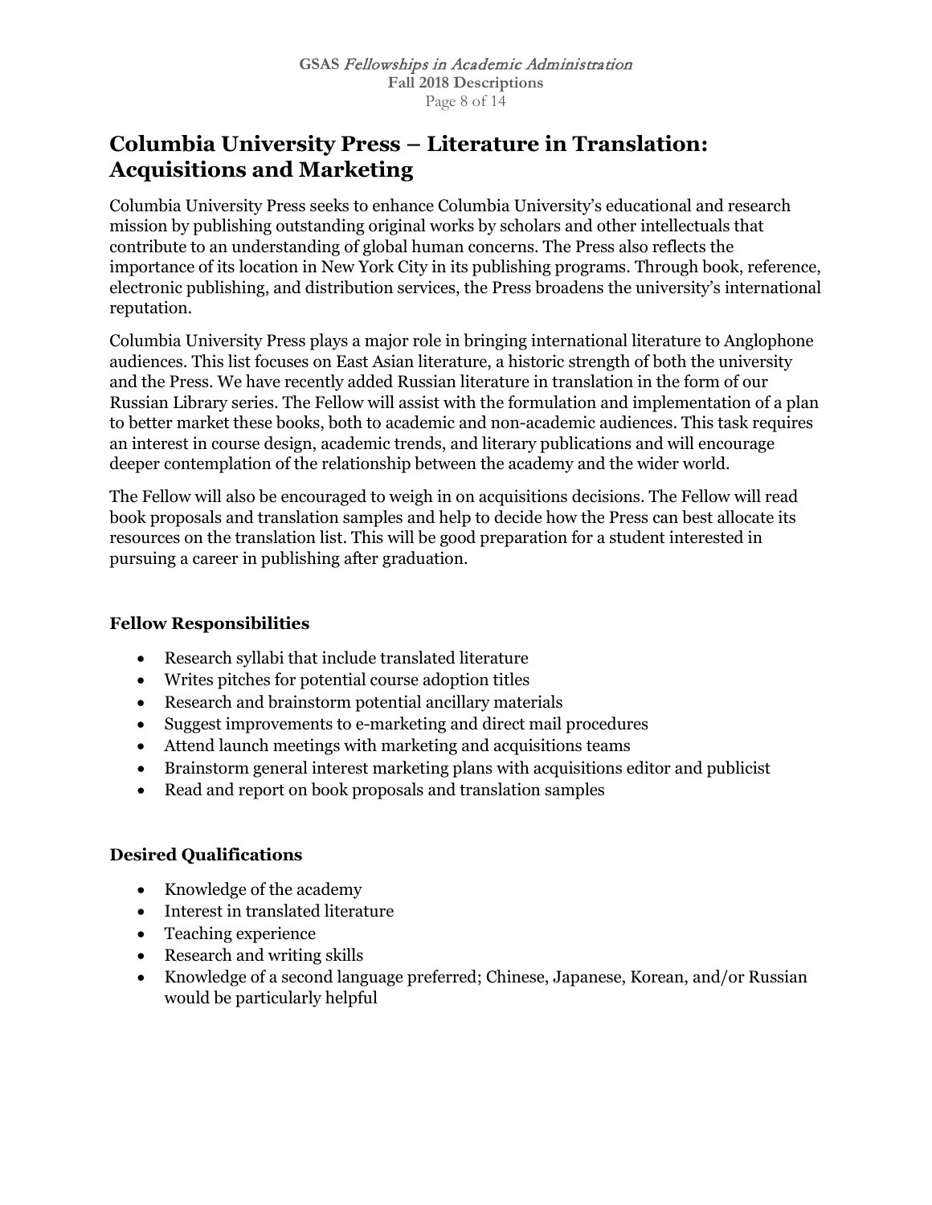# Columbia University Press – Literature in Translation: Acquisitions and Marketing

Columbia University Press seeks to enhance Columbia University's educational and research mission by publishing outstanding original works by scholars and other intellectuals that contribute to an understanding of global human concerns. The Press also reflects the importance of its location in New York City in its publishing programs. Through book, reference, electronic publishing, and distribution services, the Press broadens the university's international reputation.

Columbia University Press plays a major role in bringing international literature to Anglophone audiences. This list focuses on East Asian literature, a historic strength of both the university and the Press. We have recently added Russian literature in translation in the form of our Russian Library series. The Fellow will assist with the formulation and implementation of a plan to better market these books, both to academic and non-academic audiences. This task requires an interest in course design, academic trends, and literary publications and will encourage deeper contemplation of the relationship between the academy and the wider world.

The Fellow will also be encouraged to weigh in on acquisitions decisions. The Fellow will read book proposals and translation samples and help to decide how the Press can best allocate its resources on the translation list. This will be good preparation for a student interested in pursuing a career in publishing after graduation.

### Fellow Responsibilities

- Research syllabi that include translated literature
- Writes pitches for potential course adoption titles
- Research and brainstorm potential ancillary materials
- Suggest improvements to e-marketing and direct mail procedures
- Attend launch meetings with marketing and acquisitions teams
- Brainstorm general interest marketing plans with acquisitions editor and publicist
- Read and report on book proposals and translation samples

### Desired Qualifications

- Knowledge of the academy
- Interest in translated literature
- Teaching experience
- Research and writing skills
- Knowledge of a second language preferred; Chinese, Japanese, Korean, and/or Russian would be particularly helpful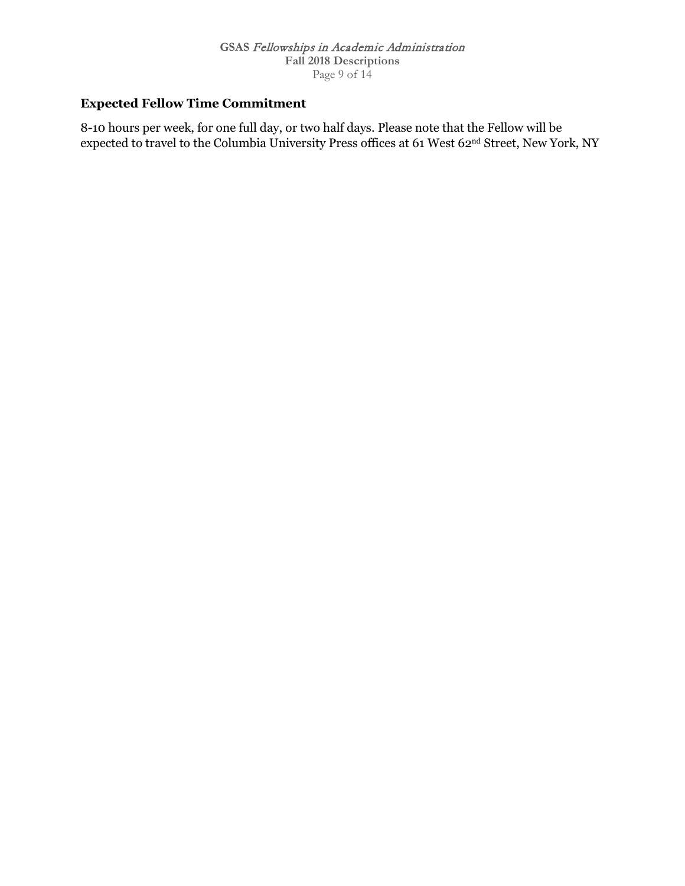## Expected Fellow Time Commitment

8-10 hours per week, for one full day, or two half days. Please note that the Fellow will be expected to travel to the Columbia University Press offices at 61 West 62nd Street, New York, NY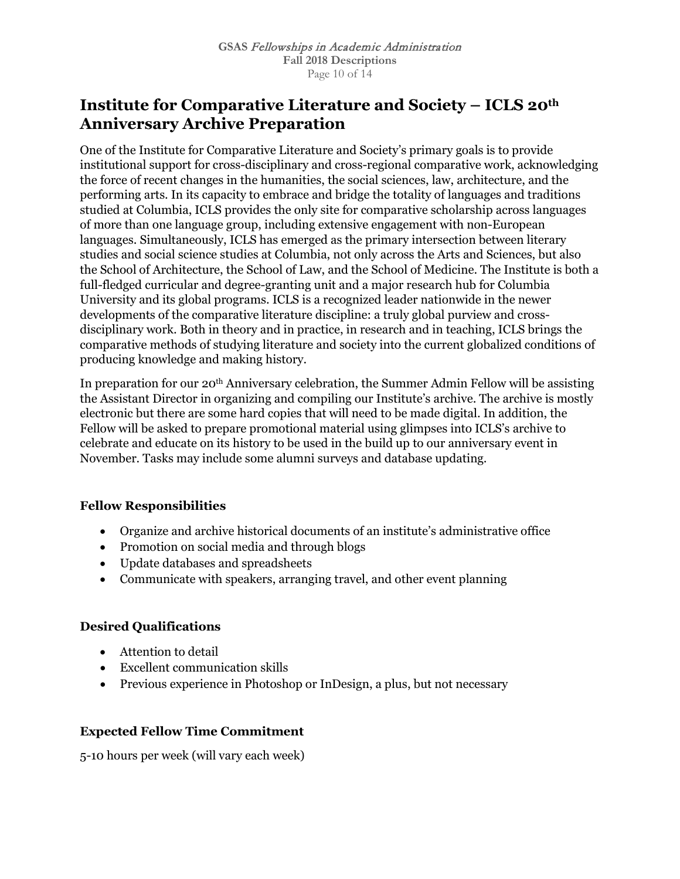## Institute for Comparative Literature and Society – ICLS 20th Anniversary Archive Preparation

One of the Institute for Comparative Literature and Society's primary goals is to provide institutional support for cross-disciplinary and cross-regional comparative work, acknowledging the force of recent changes in the humanities, the social sciences, law, architecture, and the performing arts. In its capacity to embrace and bridge the totality of languages and traditions studied at Columbia, ICLS provides the only site for comparative scholarship across languages of more than one language group, including extensive engagement with non-European languages. Simultaneously, ICLS has emerged as the primary intersection between literary studies and social science studies at Columbia, not only across the Arts and Sciences, but also the School of Architecture, the School of Law, and the School of Medicine. The Institute is both a full-fledged curricular and degree-granting unit and a major research hub for Columbia University and its global programs. ICLS is a recognized leader nationwide in the newer developments of the comparative literature discipline: a truly global purview and cross-disciplinary work. Both in theory and in practice, in research and in teaching, ICLS brings the comparative methods of studying literature and society into the current globalized conditions of producing knowledge and making history.

In preparation for our 20th Anniversary celebration, the Summer Admin Fellow will be assisting the Assistant Director in organizing and compiling our Institute's archive. The archive is mostly electronic but there are some hard copies that will need to be made digital. In addition, the Fellow will be asked to prepare promotional material using glimpses into ICLS's archive to celebrate and educate on its history to be used in the build up to our anniversary event in November. Tasks may include some alumni surveys and database updating.

### Fellow Responsibilities

- Organize and archive historical documents of an institute's administrative office
- Promotion on social media and through blogs
- Update databases and spreadsheets
- Communicate with speakers, arranging travel, and other event planning

### Desired Qualifications

- Attention to detail
- Excellent communication skills
- Previous experience in Photoshop or InDesign, a plus, but not necessary

### Expected Fellow Time Commitment

5-10 hours per week (will vary each week)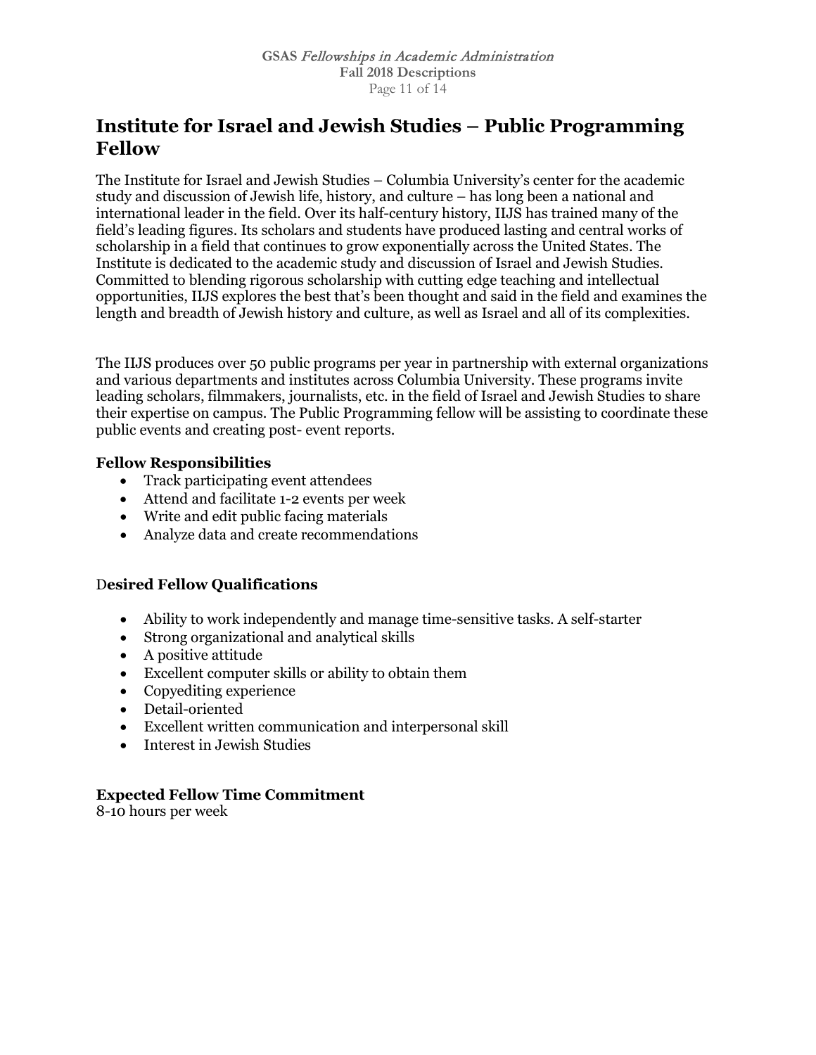# Institute for Israel and Jewish Studies – Public Programming Fellow

The Institute for Israel and Jewish Studies – Columbia University's center for the academic study and discussion of Jewish life, history, and culture – has long been a national and international leader in the field. Over its half-century history, IIJS has trained many of the field's leading figures. Its scholars and students have produced lasting and central works of scholarship in a field that continues to grow exponentially across the United States. The Institute is dedicated to the academic study and discussion of Israel and Jewish Studies. Committed to blending rigorous scholarship with cutting edge teaching and intellectual opportunities, IIJS explores the best that's been thought and said in the field and examines the length and breadth of Jewish history and culture, as well as Israel and all of its complexities.

The IIJS produces over 50 public programs per year in partnership with external organizations and various departments and institutes across Columbia University. These programs invite leading scholars, filmmakers, journalists, etc. in the field of Israel and Jewish Studies to share their expertise on campus. The Public Programming fellow will be assisting to coordinate these public events and creating post- event reports.

### Fellow Responsibilities

- Track participating event attendees
- Attend and facilitate 1-2 events per week
- Write and edit public facing materials
- Analyze data and create recommendations

### Desired Fellow Qualifications

- Ability to work independently and manage time-sensitive tasks. A self-starter
- Strong organizational and analytical skills
- A positive attitude
- Excellent computer skills or ability to obtain them
- Copyediting experience
- Detail-oriented
- Excellent written communication and interpersonal skill
- Interest in Jewish Studies

### Expected Fellow Time Commitment

8-10 hours per week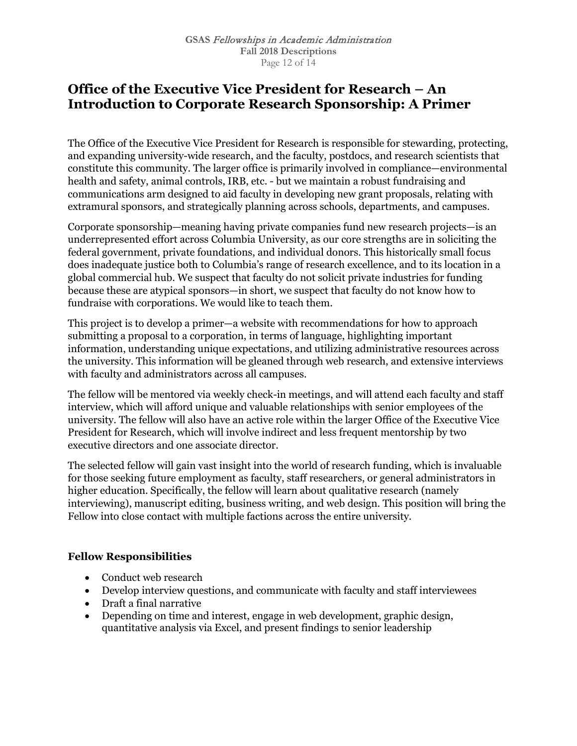# Office of the Executive Vice President for Research – An Introduction to Corporate Research Sponsorship: A Primer

The Office of the Executive Vice President for Research is responsible for stewarding, protecting, and expanding university-wide research, and the faculty, postdocs, and research scientists that constitute this community. The larger office is primarily involved in compliance—environmental health and safety, animal controls, IRB, etc. - but we maintain a robust fundraising and communications arm designed to aid faculty in developing new grant proposals, relating with extramural sponsors, and strategically planning across schools, departments, and campuses.

Corporate sponsorship—meaning having private companies fund new research projects—is an underrepresented effort across Columbia University, as our core strengths are in soliciting the federal government, private foundations, and individual donors. This historically small focus does inadequate justice both to Columbia's range of research excellence, and to its location in a global commercial hub. We suspect that faculty do not solicit private industries for funding because these are atypical sponsors—in short, we suspect that faculty do not know how to fundraise with corporations. We would like to teach them.

This project is to develop a primer—a website with recommendations for how to approach submitting a proposal to a corporation, in terms of language, highlighting important information, understanding unique expectations, and utilizing administrative resources across the university. This information will be gleaned through web research, and extensive interviews with faculty and administrators across all campuses.

The fellow will be mentored via weekly check-in meetings, and will attend each faculty and staff interview, which will afford unique and valuable relationships with senior employees of the university. The fellow will also have an active role within the larger Office of the Executive Vice President for Research, which will involve indirect and less frequent mentorship by two executive directors and one associate director.

The selected fellow will gain vast insight into the world of research funding, which is invaluable for those seeking future employment as faculty, staff researchers, or general administrators in higher education. Specifically, the fellow will learn about qualitative research (namely interviewing), manuscript editing, business writing, and web design. This position will bring the Fellow into close contact with multiple factions across the entire university.

### Fellow Responsibilities

- Conduct web research
- Develop interview questions, and communicate with faculty and staff interviewees
- Draft a final narrative
- Depending on time and interest, engage in web development, graphic design, quantitative analysis via Excel, and present findings to senior leadership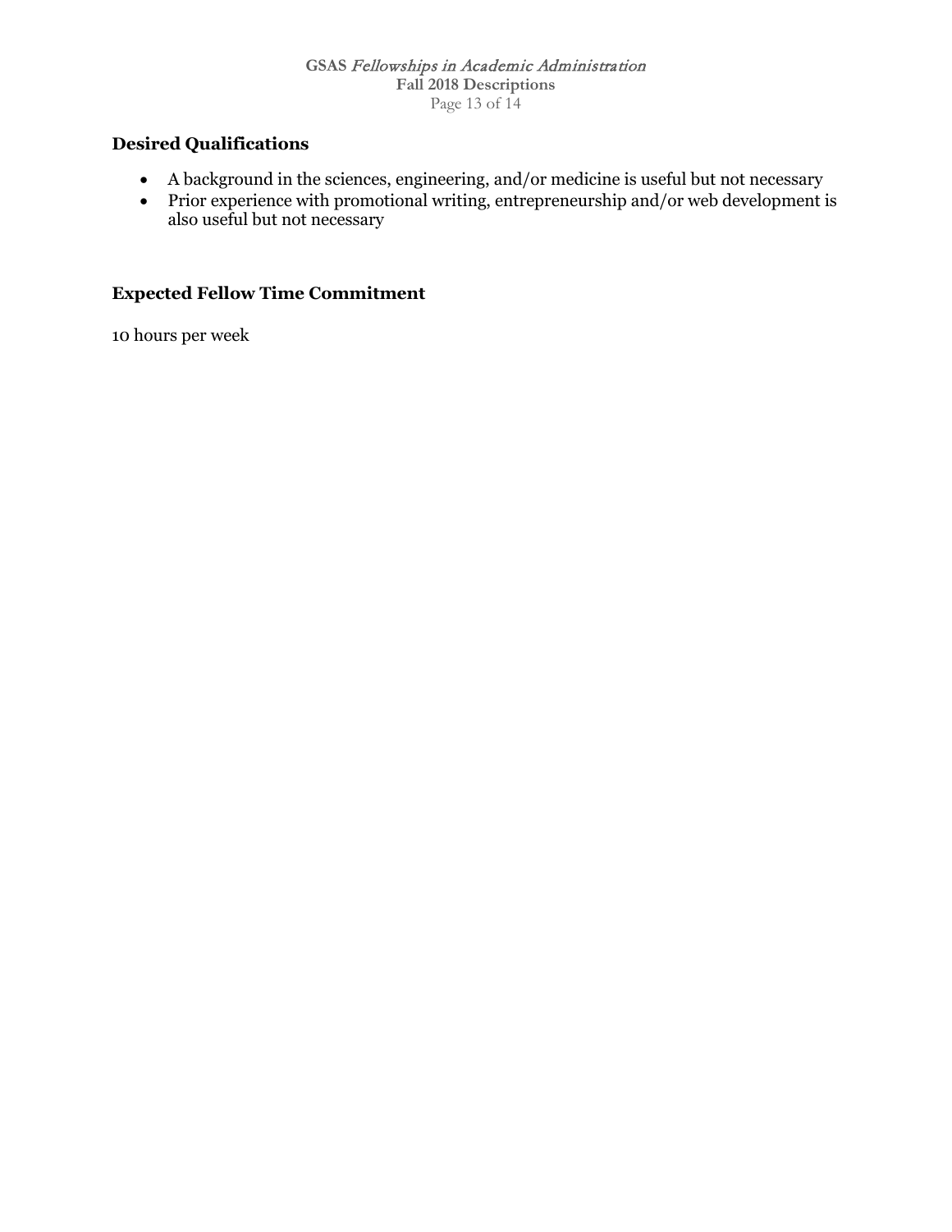### Desired Qualifications

- A background in the sciences, engineering, and/or medicine is useful but not necessary
- Prior experience with promotional writing, entrepreneurship and/or web development is also useful but not necessary

### Expected Fellow Time Commitment

10 hours per week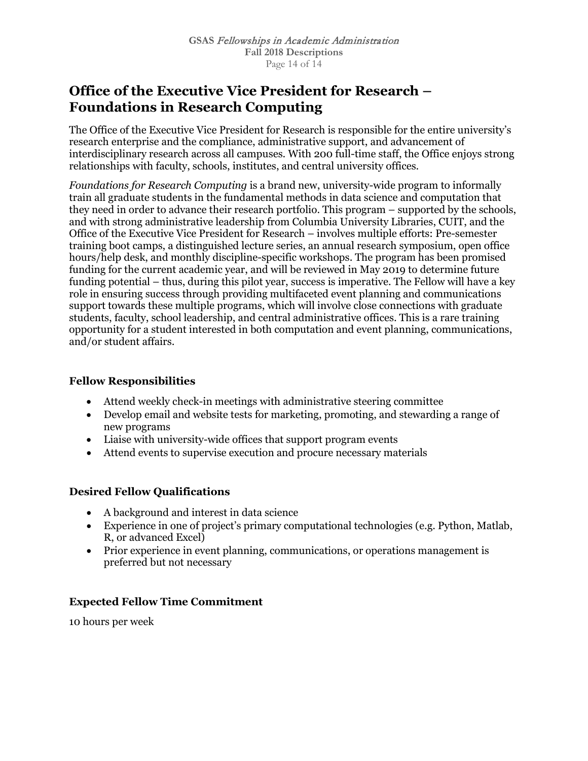## Office of the Executive Vice President for Research – Foundations in Research Computing

The Office of the Executive Vice President for Research is responsible for the entire university's research enterprise and the compliance, administrative support, and advancement of interdisciplinary research across all campuses. With 200 full-time staff, the Office enjoys strong relationships with faculty, schools, institutes, and central university offices.

*Foundations for Research Computing* is a brand new, university-wide program to informally train all graduate students in the fundamental methods in data science and computation that they need in order to advance their research portfolio. This program – supported by the schools, and with strong administrative leadership from Columbia University Libraries, CUIT, and the Office of the Executive Vice President for Research – involves multiple efforts: Pre-semester training boot camps, a distinguished lecture series, an annual research symposium, open office hours/help desk, and monthly discipline-specific workshops. The program has been promised funding for the current academic year, and will be reviewed in May 2019 to determine future funding potential – thus, during this pilot year, success is imperative. The Fellow will have a key role in ensuring success through providing multifaceted event planning and communications support towards these multiple programs, which will involve close connections with graduate students, faculty, school leadership, and central administrative offices. This is a rare training opportunity for a student interested in both computation and event planning, communications, and/or student affairs.

### Fellow Responsibilities

- Attend weekly check-in meetings with administrative steering committee
- Develop email and website tests for marketing, promoting, and stewarding a range of new programs
- Liaise with university-wide offices that support program events
- Attend events to supervise execution and procure necessary materials

### Desired Fellow Qualifications

- A background and interest in data science
- Experience in one of project's primary computational technologies (e.g. Python, Matlab, R, or advanced Excel)
- Prior experience in event planning, communications, or operations management is preferred but not necessary

### Expected Fellow Time Commitment

10 hours per week